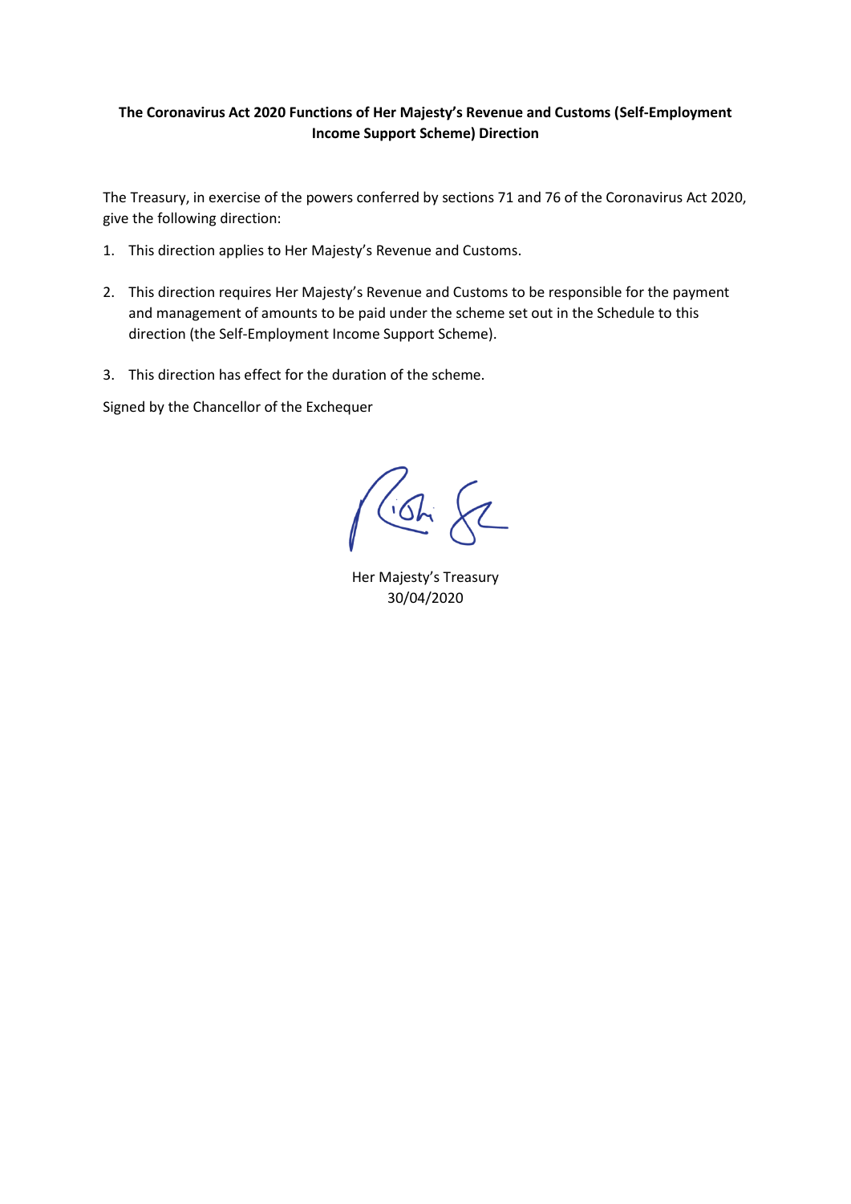**The Coronavirus Act 2020 Functions of Her Majesty's Revenue and Customs (Self-Employment Income Support Scheme) Direction**

The Treasury, in exercise of the powers conferred by sections 71 and 76 of the Coronavirus Act 2020, give the following direction:

1. This direction applies to Her Majesty's Revenue and Customs.

2. This direction requires Her Majesty's Revenue and Customs to be responsible for the payment and management of amounts to be paid under the scheme set out in the Schedule to this direction (the Self-Employment Income Support Scheme).

3. This direction has effect for the duration of the scheme.

Signed by the Chancellor of the Exchequer

Her Majesty's Treasury
30/04/2020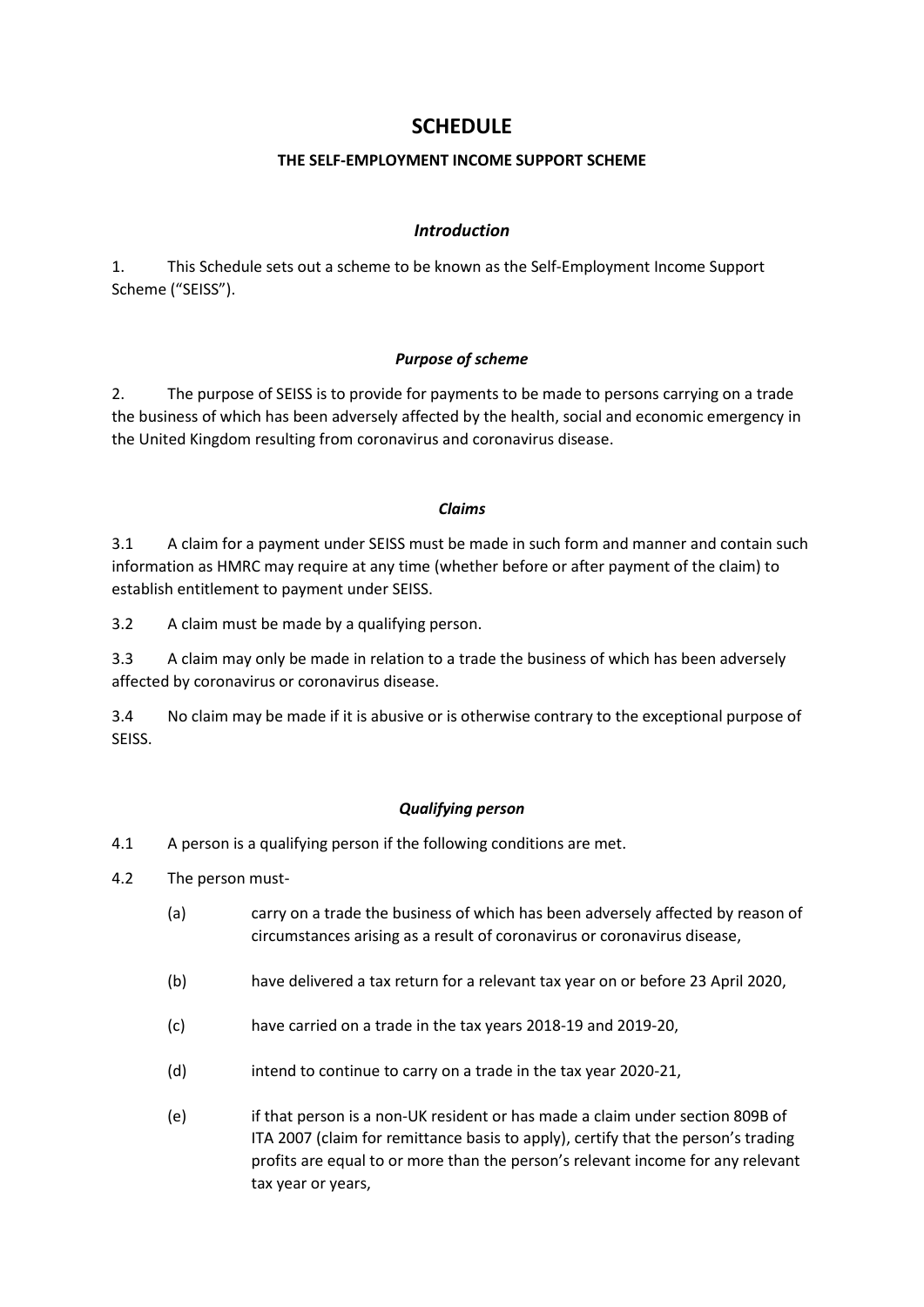# SCHEDULE

## THE SELF-EMPLOYMENT INCOME SUPPORT SCHEME

### *Introduction*

1. This Schedule sets out a scheme to be known as the Self-Employment Income Support Scheme ("SEISS").

### *Purpose of scheme*

2. The purpose of SEISS is to provide for payments to be made to persons carrying on a trade the business of which has been adversely affected by the health, social and economic emergency in the United Kingdom resulting from coronavirus and coronavirus disease.

### *Claims*

3.1 A claim for a payment under SEISS must be made in such form and manner and contain such information as HMRC may require at any time (whether before or after payment of the claim) to establish entitlement to payment under SEISS.

3.2 A claim must be made by a qualifying person.

3.3 A claim may only be made in relation to a trade the business of which has been adversely affected by coronavirus or coronavirus disease.

3.4 No claim may be made if it is abusive or is otherwise contrary to the exceptional purpose of SEISS.

### *Qualifying person*

4.1 A person is a qualifying person if the following conditions are met.

4.2 The person must-

- (a) carry on a trade the business of which has been adversely affected by reason of circumstances arising as a result of coronavirus or coronavirus disease,
- (b) have delivered a tax return for a relevant tax year on or before 23 April 2020,
- (c) have carried on a trade in the tax years 2018-19 and 2019-20,
- (d) intend to continue to carry on a trade in the tax year 2020-21,
- (e) if that person is a non-UK resident or has made a claim under section 809B of ITA 2007 (claim for remittance basis to apply), certify that the person's trading profits are equal to or more than the person's relevant income for any relevant tax year or years,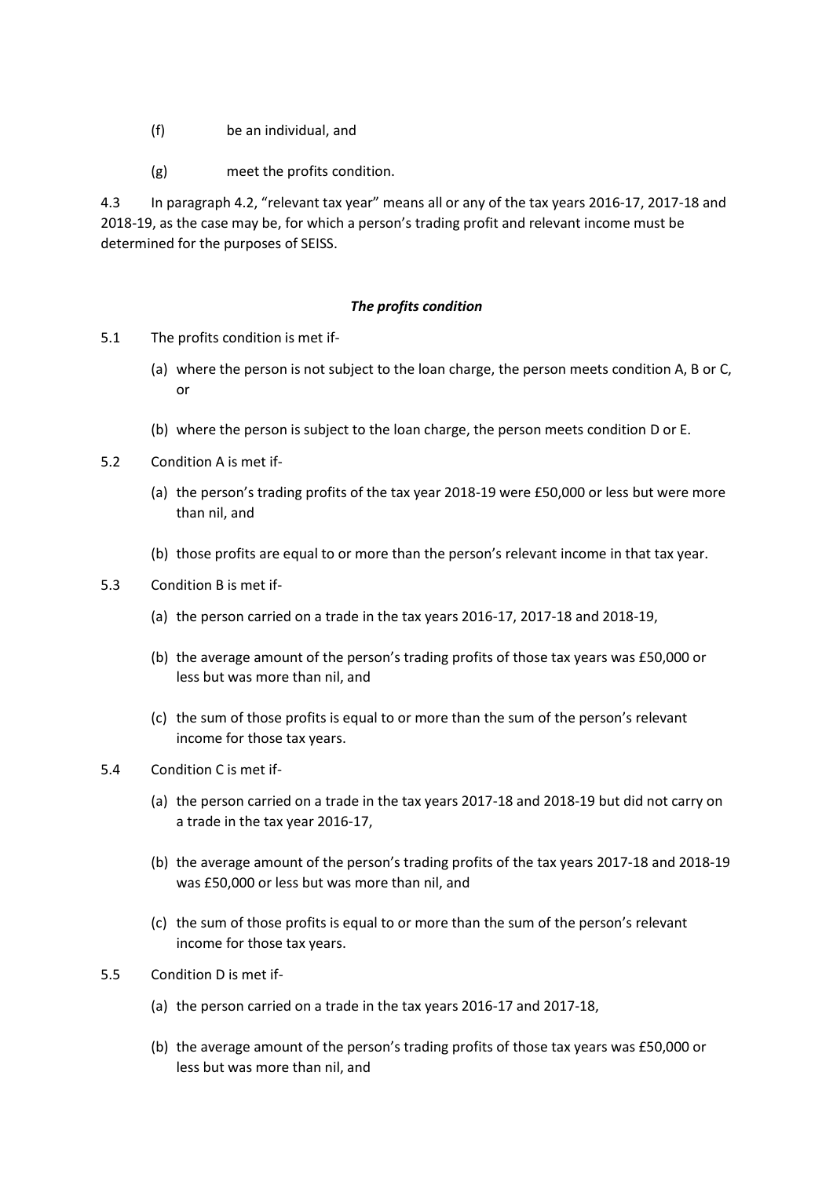(f) be an individual, and

(g) meet the profits condition.

4.3 In paragraph 4.2, "relevant tax year" means all or any of the tax years 2016-17, 2017-18 and 2018-19, as the case may be, for which a person's trading profit and relevant income must be determined for the purposes of SEISS.

***The profits condition***

5.1 The profits condition is met if-

(a) where the person is not subject to the loan charge, the person meets condition A, B or C, or

(b) where the person is subject to the loan charge, the person meets condition D or E.

5.2 Condition A is met if-

(a) the person's trading profits of the tax year 2018-19 were £50,000 or less but were more than nil, and

(b) those profits are equal to or more than the person's relevant income in that tax year.

5.3 Condition B is met if-

(a) the person carried on a trade in the tax years 2016-17, 2017-18 and 2018-19,

(b) the average amount of the person's trading profits of those tax years was £50,000 or less but was more than nil, and

(c) the sum of those profits is equal to or more than the sum of the person's relevant income for those tax years.

5.4 Condition C is met if-

(a) the person carried on a trade in the tax years 2017-18 and 2018-19 but did not carry on a trade in the tax year 2016-17,

(b) the average amount of the person's trading profits of the tax years 2017-18 and 2018-19 was £50,000 or less but was more than nil, and

(c) the sum of those profits is equal to or more than the sum of the person's relevant income for those tax years.

5.5 Condition D is met if-

(a) the person carried on a trade in the tax years 2016-17 and 2017-18,

(b) the average amount of the person's trading profits of those tax years was £50,000 or less but was more than nil, and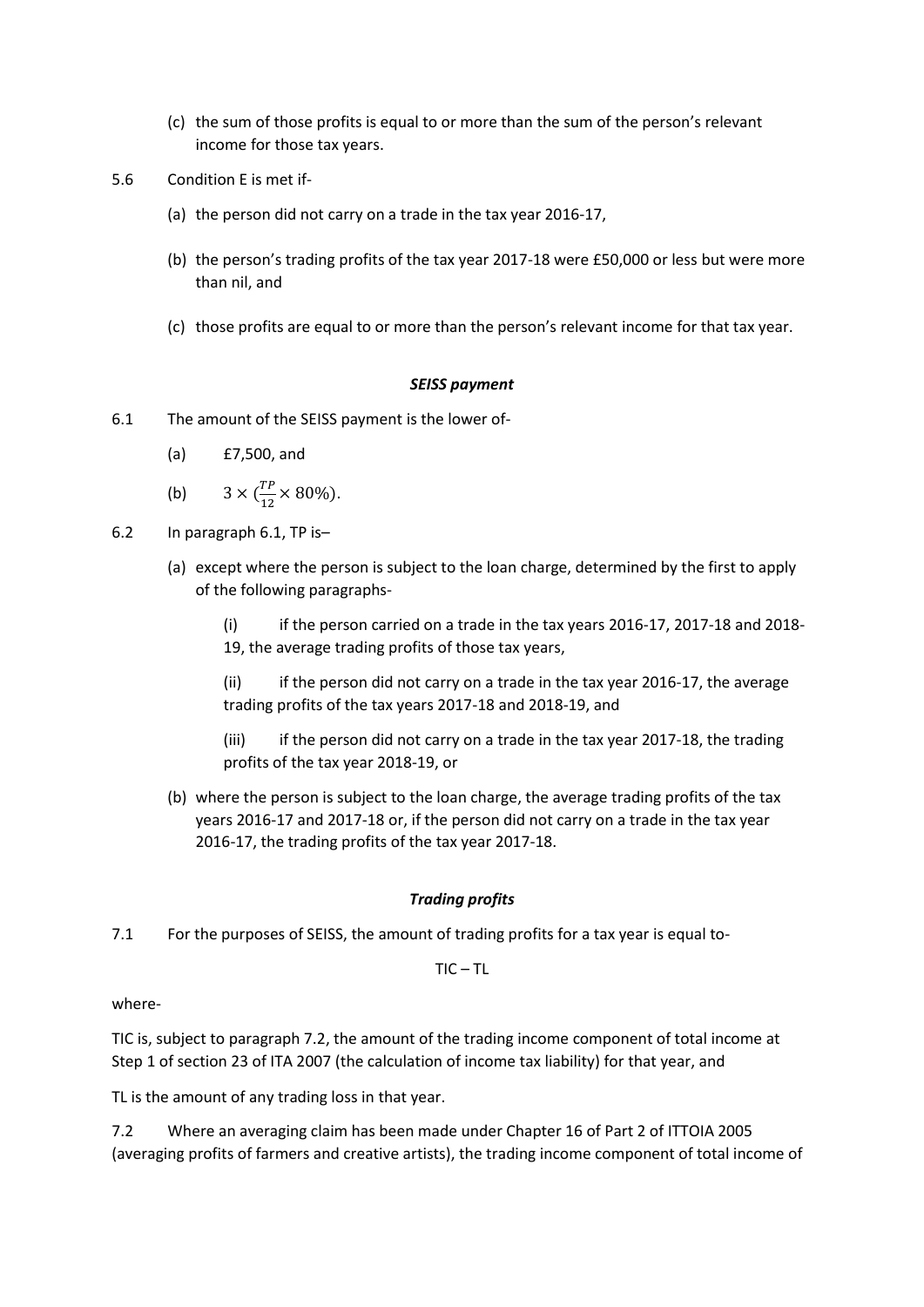(c) the sum of those profits is equal to or more than the sum of the person's relevant income for those tax years.

5.6 Condition E is met if-

(a) the person did not carry on a trade in the tax year 2016-17,

(b) the person's trading profits of the tax year 2017-18 were £50,000 or less but were more than nil, and

(c) those profits are equal to or more than the person's relevant income for that tax year.

### *SEISS payment*

6.1 The amount of the SEISS payment is the lower of-

(a) £7,500, and

(b) $3 \times (\frac{TP}{12} \times 80\%)$.

6.2 In paragraph 6.1, TP is–

(a) except where the person is subject to the loan charge, determined by the first to apply of the following paragraphs-

(i) if the person carried on a trade in the tax years 2016-17, 2017-18 and 2018-19, the average trading profits of those tax years,

(ii) if the person did not carry on a trade in the tax year 2016-17, the average trading profits of the tax years 2017-18 and 2018-19, and

(iii) if the person did not carry on a trade in the tax year 2017-18, the trading profits of the tax year 2018-19, or

(b) where the person is subject to the loan charge, the average trading profits of the tax years 2016-17 and 2017-18 or, if the person did not carry on a trade in the tax year 2016-17, the trading profits of the tax year 2017-18.

### *Trading profits*

7.1 For the purposes of SEISS, the amount of trading profits for a tax year is equal to-

$$TIC - TL$$

where-

TIC is, subject to paragraph 7.2, the amount of the trading income component of total income at Step 1 of section 23 of ITA 2007 (the calculation of income tax liability) for that year, and

TL is the amount of any trading loss in that year.

7.2 Where an averaging claim has been made under Chapter 16 of Part 2 of ITTOIA 2005 (averaging profits of farmers and creative artists), the trading income component of total income of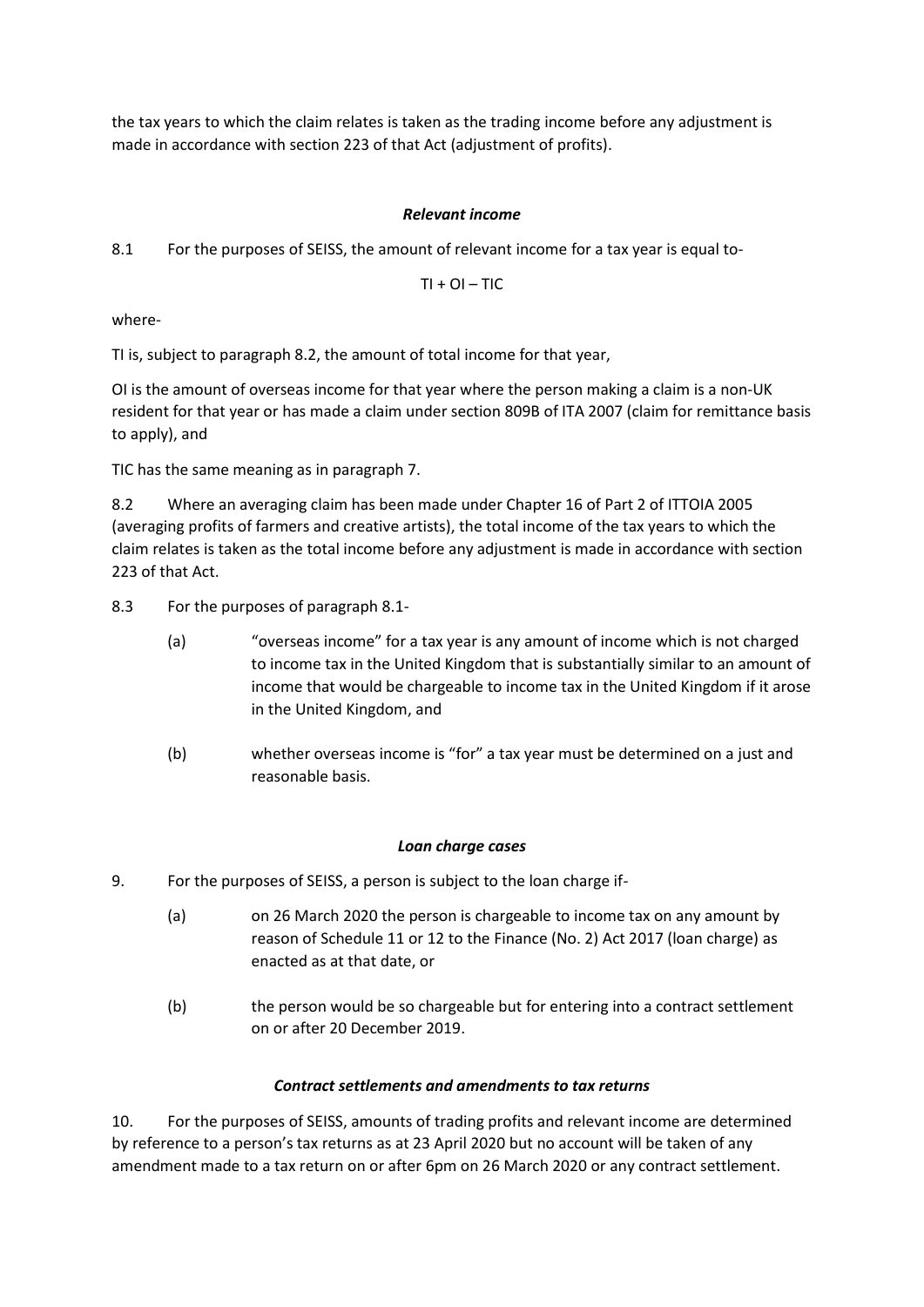the tax years to which the claim relates is taken as the trading income before any adjustment is made in accordance with section 223 of that Act (adjustment of profits).

### *Relevant income*

8.1 For the purposes of SEISS, the amount of relevant income for a tax year is equal to-

$$TI + OI - TIC$$

where-

TI is, subject to paragraph 8.2, the amount of total income for that year,

OI is the amount of overseas income for that year where the person making a claim is a non-UK resident for that year or has made a claim under section 809B of ITA 2007 (claim for remittance basis to apply), and

TIC has the same meaning as in paragraph 7.

8.2 Where an averaging claim has been made under Chapter 16 of Part 2 of ITTOIA 2005 (averaging profits of farmers and creative artists), the total income of the tax years to which the claim relates is taken as the total income before any adjustment is made in accordance with section 223 of that Act.

8.3 For the purposes of paragraph 8.1-

(a) "overseas income" for a tax year is any amount of income which is not charged to income tax in the United Kingdom that is substantially similar to an amount of income that would be chargeable to income tax in the United Kingdom if it arose in the United Kingdom, and

(b) whether overseas income is "for" a tax year must be determined on a just and reasonable basis.

### *Loan charge cases*

9. For the purposes of SEISS, a person is subject to the loan charge if-

(a) on 26 March 2020 the person is chargeable to income tax on any amount by reason of Schedule 11 or 12 to the Finance (No. 2) Act 2017 (loan charge) as enacted as at that date, or

(b) the person would be so chargeable but for entering into a contract settlement on or after 20 December 2019.

### *Contract settlements and amendments to tax returns*

10. For the purposes of SEISS, amounts of trading profits and relevant income are determined by reference to a person's tax returns as at 23 April 2020 but no account will be taken of any amendment made to a tax return on or after 6pm on 26 March 2020 or any contract settlement.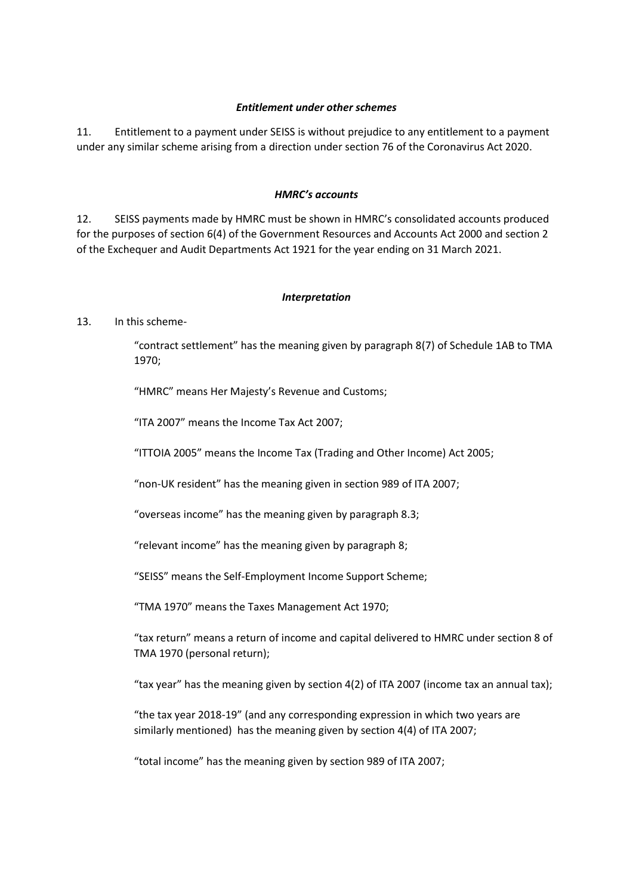***Entitlement under other schemes***

11. Entitlement to a payment under SEISS is without prejudice to any entitlement to a payment under any similar scheme arising from a direction under section 76 of the Coronavirus Act 2020.

***HMRC's accounts***

12. SEISS payments made by HMRC must be shown in HMRC's consolidated accounts produced for the purposes of section 6(4) of the Government Resources and Accounts Act 2000 and section 2 of the Exchequer and Audit Departments Act 1921 for the year ending on 31 March 2021.

***Interpretation***

13. In this scheme-

"contract settlement" has the meaning given by paragraph 8(7) of Schedule 1AB to TMA 1970;

"HMRC" means Her Majesty's Revenue and Customs;

"ITA 2007" means the Income Tax Act 2007;

"ITTOIA 2005" means the Income Tax (Trading and Other Income) Act 2005;

"non-UK resident" has the meaning given in section 989 of ITA 2007;

"overseas income" has the meaning given by paragraph 8.3;

"relevant income" has the meaning given by paragraph 8;

"SEISS" means the Self-Employment Income Support Scheme;

"TMA 1970" means the Taxes Management Act 1970;

"tax return" means a return of income and capital delivered to HMRC under section 8 of TMA 1970 (personal return);

"tax year" has the meaning given by section 4(2) of ITA 2007 (income tax an annual tax);

"the tax year 2018-19" (and any corresponding expression in which two years are similarly mentioned) has the meaning given by section 4(4) of ITA 2007;

"total income" has the meaning given by section 989 of ITA 2007;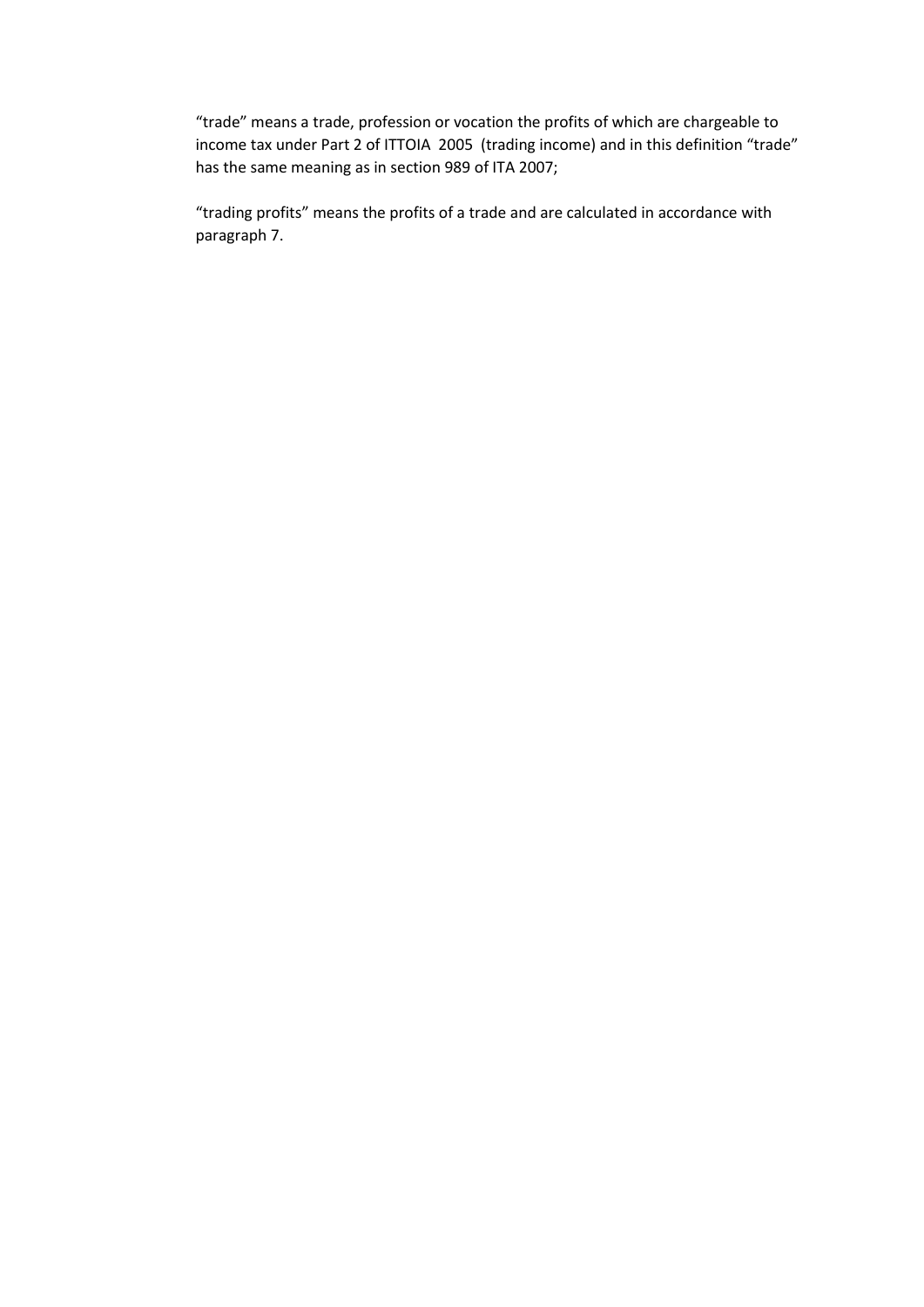"trade" means a trade, profession or vocation the profits of which are chargeable to income tax under Part 2 of ITTOIA 2005 (trading income) and in this definition "trade" has the same meaning as in section 989 of ITA 2007;

"trading profits" means the profits of a trade and are calculated in accordance with paragraph 7.